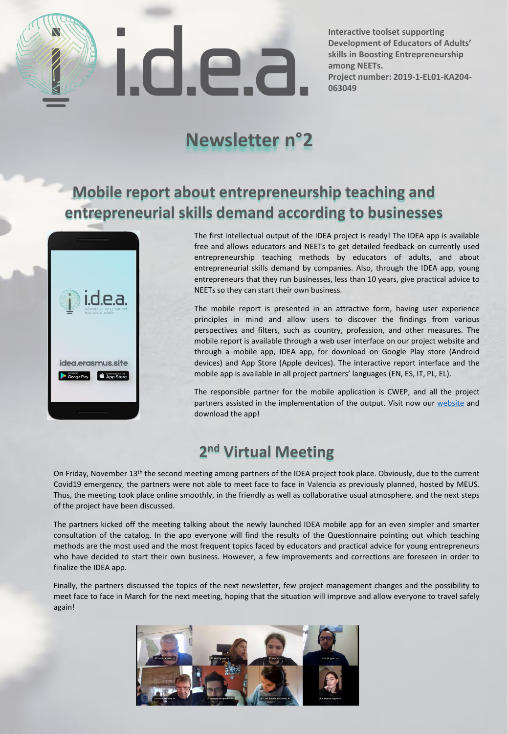i.d.e.a.

**Interactive toolset supporting Development of Educators of Adults' skills in Boosting Entrepreneurship among NEETs.**
**Project number: 2019-1-EL01-KA204-063049**

# Newsletter n°2

## Mobile report about entrepreneurship teaching and entrepreneurial skills demand according to businesses

The first intellectual output of the IDEA project is ready! The IDEA app is available free and allows educators and NEETs to get detailed feedback on currently used entrepreneurship teaching methods by educators of adults, and about entrepreneurial skills demand by companies. Also, through the IDEA app, young entrepreneurs that they run businesses, less than 10 years, give practical advice to NEETs so they can start their own business.

The mobile report is presented in an attractive form, having user experience principles in mind and allow users to discover the findings from various perspectives and filters, such as country, profession, and other measures. The mobile report is available through a web user interface on our project website and through a mobile app, IDEA app, for download on Google Play store (Android devices) and App Store (Apple devices). The interactive report interface and the mobile app is available in all project partners' languages (EN, ES, IT, PL, EL).

The responsible partner for the mobile application is CWEP, and all the project partners assisted in the implementation of the output. Visit now our website and download the app!

## 2nd Virtual Meeting

On Friday, November 13th the second meeting among partners of the IDEA project took place. Obviously, due to the current Covid19 emergency, the partners were not able to meet face to face in Valencia as previously planned, hosted by MEUS. Thus, the meeting took place online smoothly, in the friendly as well as collaborative usual atmosphere, and the next steps of the project have been discussed.

The partners kicked off the meeting talking about the newly launched IDEA mobile app for an even simpler and smarter consultation of the catalog. In the app everyone will find the results of the Questionnaire pointing out which teaching methods are the most used and the most frequent topics faced by educators and practical advice for young entrepreneurs who have decided to start their own business. However, a few improvements and corrections are foreseen in order to finalize the IDEA app.

Finally, the partners discussed the topics of the next newsletter, few project management changes and the possibility to meet face to face in March for the next meeting, hoping that the situation will improve and allow everyone to travel safely again!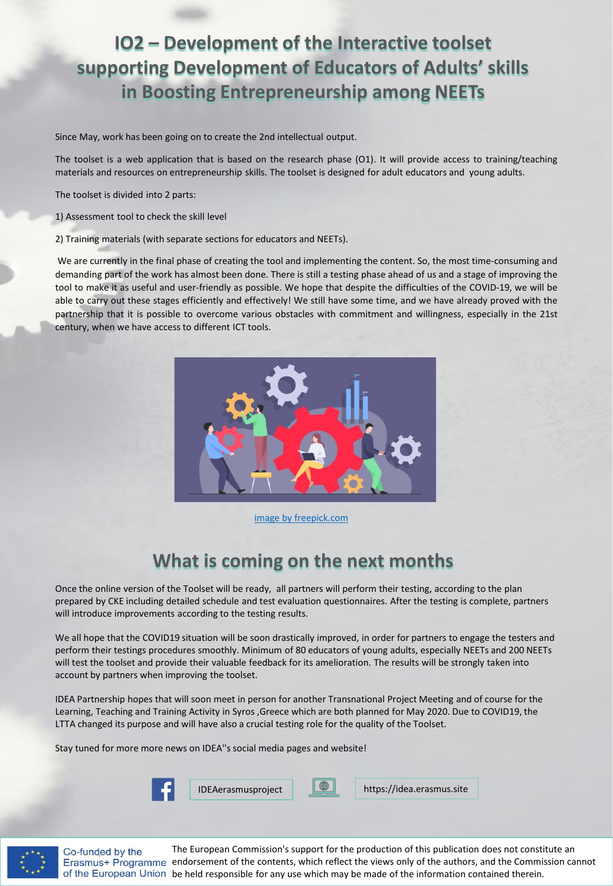# IO2 – Development of the Interactive toolset supporting Development of Educators of Adults' skills in Boosting Entrepreneurship among NEETs

Since May, work has been going on to create the 2nd intellectual output.

The toolset is a web application that is based on the research phase (O1). It will provide access to training/teaching materials and resources on entrepreneurship skills. The toolset is designed for adult educators and young adults.

The toolset is divided into 2 parts:

1) Assessment tool to check the skill level

2) Training materials (with separate sections for educators and NEETs).

We are currently in the final phase of creating the tool and implementing the content. So, the most time-consuming and demanding part of the work has almost been done. There is still a testing phase ahead of us and a stage of improving the tool to make it as useful and user-friendly as possible. We hope that despite the difficulties of the COVID-19, we will be able to carry out these stages efficiently and effectively! We still have some time, and we have already proved with the partnership that it is possible to overcome various obstacles with commitment and willingness, especially in the 21st century, when we have access to different ICT tools.

image by freepick.com

## What is coming on the next months

Once the online version of the Toolset will be ready, all partners will perform their testing, according to the plan prepared by CKE including detailed schedule and test evaluation questionnaires. After the testing is complete, partners will introduce improvements according to the testing results.

We all hope that the COVID19 situation will be soon drastically improved, in order for partners to engage the testers and perform their testings procedures smoothly. Minimum of 80 educators of young adults, especially NEETs and 200 NEETs will test the toolset and provide their valuable feedback for its amelioration. The results will be strongly taken into account by partners when improving the toolset.

IDEA Partnership hopes that will soon meet in person for another Transnational Project Meeting and of course for the Learning, Teaching and Training Activity in Syros ,Greece which are both planned for May 2020. Due to COVID19, the LTTA changed its purpose and will have also a crucial testing role for the quality of the Toolset.

Stay tuned for more more news on IDEA''s social media pages and website!

IDEAerasmusproject

https://idea.erasmus.site

Co-funded by the Erasmus+ Programme of the European Union

The European Commission's support for the production of this publication does not constitute an endorsement of the contents, which reflect the views only of the authors, and the Commission cannot be held responsible for any use which may be made of the information contained therein.